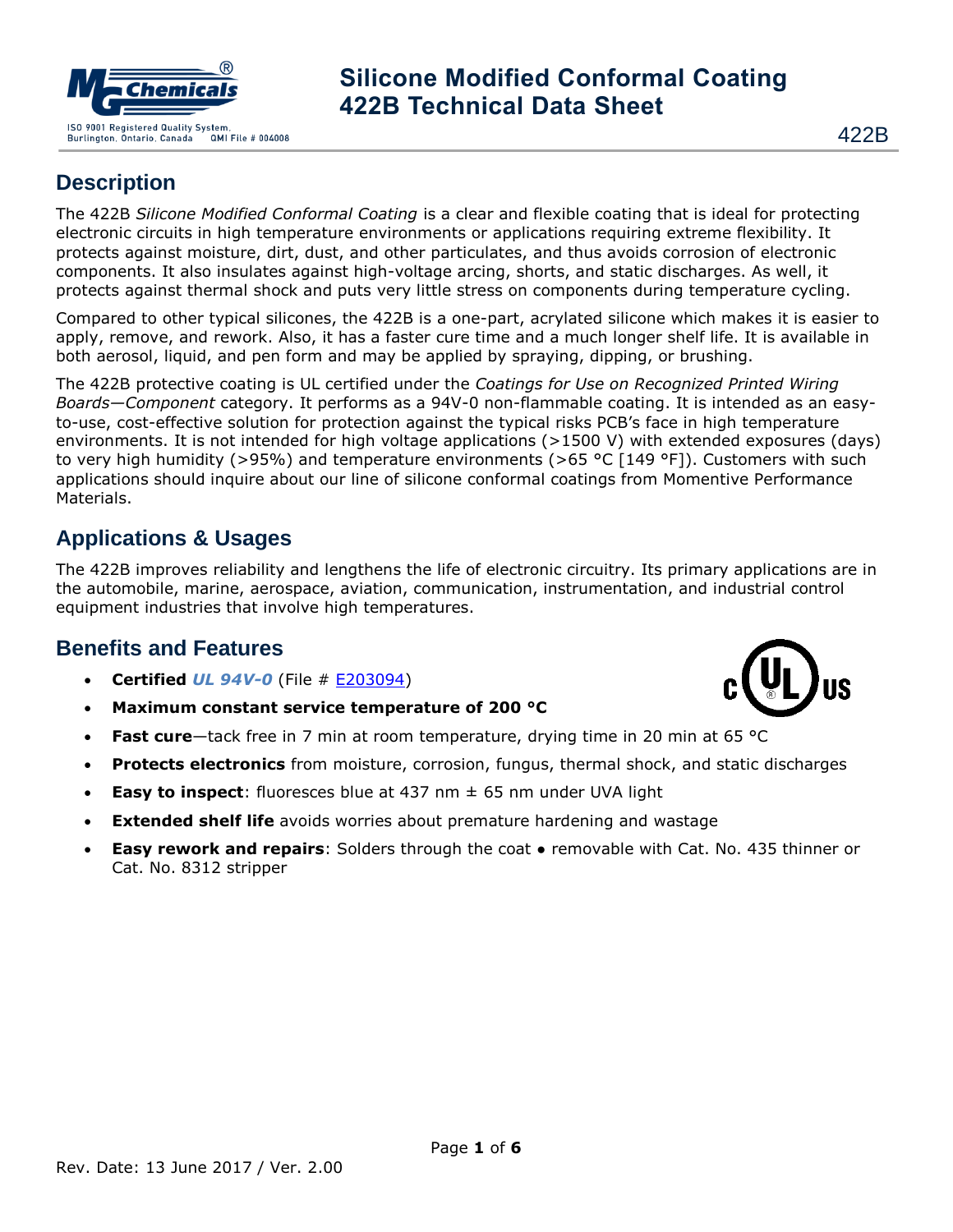# Silicone Modified Conformal Coating
# 422B Technical Data Sheet

422B

## Description

The 422B *Silicone Modified Conformal Coating* is a clear and flexible coating that is ideal for protecting electronic circuits in high temperature environments or applications requiring extreme flexibility. It protects against moisture, dirt, dust, and other particulates, and thus avoids corrosion of electronic components. It also insulates against high-voltage arcing, shorts, and static discharges. As well, it protects against thermal shock and puts very little stress on components during temperature cycling.

Compared to other typical silicones, the 422B is a one-part, acrylated silicone which makes it is easier to apply, remove, and rework. Also, it has a faster cure time and a much longer shelf life. It is available in both aerosol, liquid, and pen form and may be applied by spraying, dipping, or brushing.

The 422B protective coating is UL certified under the *Coatings for Use on Recognized Printed Wiring Boards—Component* category. It performs as a 94V-0 non-flammable coating. It is intended as an easy-to-use, cost-effective solution for protection against the typical risks PCB's face in high temperature environments. It is not intended for high voltage applications (>1500 V) with extended exposures (days) to very high humidity (>95%) and temperature environments (>65 °C [149 °F]). Customers with such applications should inquire about our line of silicone conformal coatings from Momentive Performance Materials.

## Applications & Usages

The 422B improves reliability and lengthens the life of electronic circuitry. Its primary applications are in the automobile, marine, aerospace, aviation, communication, instrumentation, and industrial control equipment industries that involve high temperatures.

## Benefits and Features

- **Certified *UL 94V-0*** (File # E203094)
- **Maximum constant service temperature of 200 °C**
- **Fast cure**—tack free in 7 min at room temperature, drying time in 20 min at 65 °C
- **Protects electronics** from moisture, corrosion, fungus, thermal shock, and static discharges
- **Easy to inspect**: fluoresces blue at 437 nm ± 65 nm under UVA light
- **Extended shelf life** avoids worries about premature hardening and wastage
- **Easy rework and repairs**: Solders through the coat • removable with Cat. No. 435 thinner or Cat. No. 8312 stripper

Rev. Date: 13 June 2017 / Ver. 2.00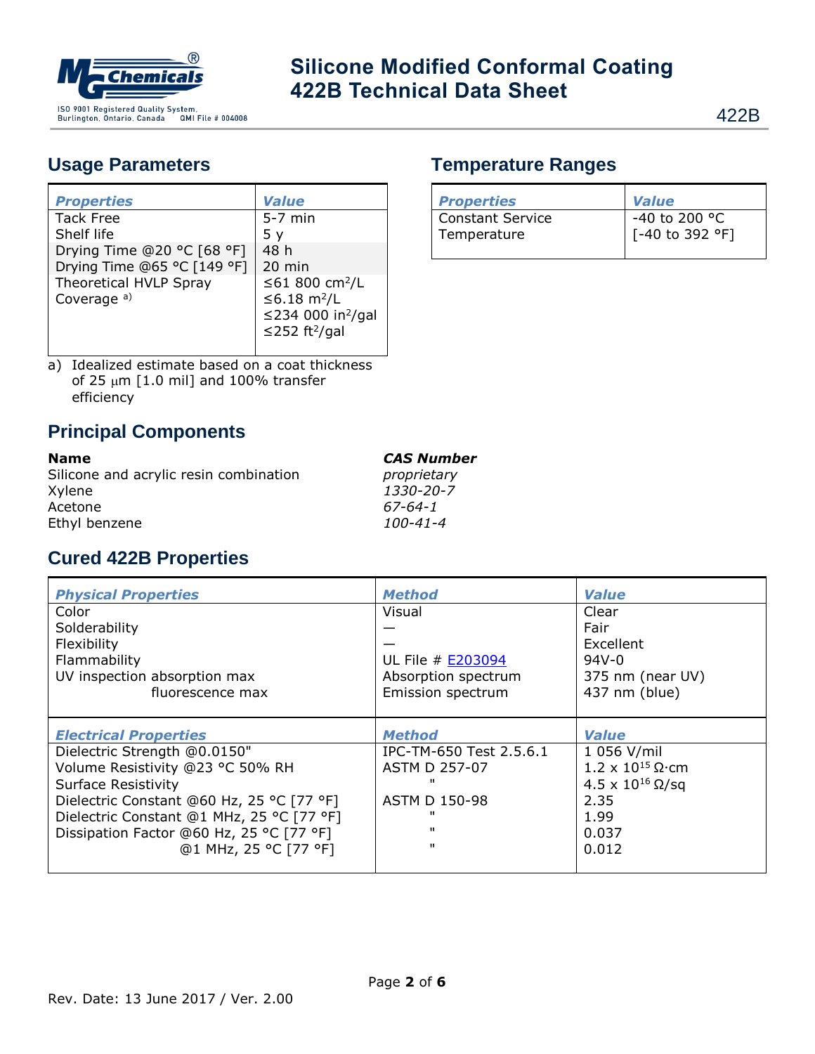## Usage Parameters

| *Properties* | *Value* |
|---|---|
| Tack Free | 5-7 min |
| Shelf life | 5 y |
| Drying Time @20 °C [68 °F] | 48 h |
| Drying Time @65 °C [149 °F] | 20 min |
| Theoretical HVLP Spray Coverage [a)] | ≤61 800 $cm^2$/L<br>≤6.18 $m^2$/L<br>≤234 000 $in^2$/gal<br>≤252 $ft^2$/gal |

a) Idealized estimate based on a coat thickness of 25 μm [1.0 mil] and 100% transfer efficiency

## Temperature Ranges

| *Properties* | *Value* |
|---|---|
| Constant Service Temperature | -40 to 200 °C<br>[-40 to 392 °F] |

## Principal Components

| **Name** | ***CAS Number*** |
|---|---|
| Silicone and acrylic resin combination | *proprietary* |
| Xylene | *1330-20-7* |
| Acetone | *67-64-1* |
| Ethyl benzene | *100-41-4* |

## Cured 422B Properties

| *Physical Properties* | *Method* | *Value* |
|---|---|---|
| Color | Visual | Clear |
| Solderability | — | Fair |
| Flexibility | — | Excellent |
| Flammability | UL File # E203094 | 94V-0 |
| UV inspection absorption max | Absorption spectrum | 375 nm (near UV) |
| fluorescence max | Emission spectrum | 437 nm (blue) |

| *Electrical Properties* | *Method* | *Value* |
|---|---|---|
| Dielectric Strength @0.0150" | IPC-TM-650 Test 2.5.6.1 | 1 056 V/mil |
| Volume Resistivity @23 °C 50% RH | ASTM D 257-07 | $1.2 \times 10^{15}$ Ω·cm |
| Surface Resistivity | " | $4.5 \times 10^{16}$ Ω/sq |
| Dielectric Constant @60 Hz, 25 °C [77 °F] | ASTM D 150-98 | 2.35 |
| Dielectric Constant @1 MHz, 25 °C [77 °F] | " | 1.99 |
| Dissipation Factor @60 Hz, 25 °C [77 °F] | " | 0.037 |
| @1 MHz, 25 °C [77 °F] | " | 0.012 |

Rev. Date: 13 June 2017 / Ver. 2.00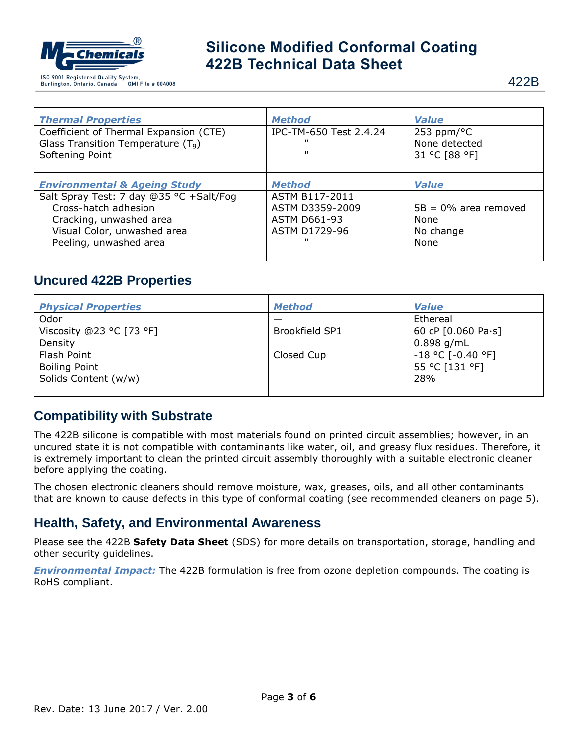| *Thermal Properties* | *Method* | *Value* |
|---|---|---|
| Coefficient of Thermal Expansion (CTE) | IPC-TM-650 Test 2.4.24 | 253 ppm/°C |
| Glass Transition Temperature ($T_g$) | " | None detected |
| Softening Point | " | 31 °C [88 °F] |

| *Environmental & Ageing Study* | *Method* | *Value* |
|---|---|---|
| Salt Spray Test: 7 day @35 °C +Salt/Fog | ASTM B117-2011 | |
| Cross-hatch adhesion | ASTM D3359-2009 | 5B = 0% area removed |
| Cracking, unwashed area | ASTM D661-93 | None |
| Visual Color, unwashed area | ASTM D1729-96 | No change |
| Peeling, unwashed area | " | None |

## Uncured 422B Properties

| *Physical Properties* | *Method* | *Value* |
|---|---|---|
| Odor | — | Ethereal |
| Viscosity @23 °C [73 °F] | Brookfield SP1 | 60 cP [0.060 Pa·s] |
| Density | | 0.898 g/mL |
| Flash Point | Closed Cup | -18 °C [-0.40 °F] |
| Boiling Point | | 55 °C [131 °F] |
| Solids Content (w/w) | | 28% |

## Compatibility with Substrate

The 422B silicone is compatible with most materials found on printed circuit assemblies; however, in an uncured state it is not compatible with contaminants like water, oil, and greasy flux residues. Therefore, it is extremely important to clean the printed circuit assembly thoroughly with a suitable electronic cleaner before applying the coating.

The chosen electronic cleaners should remove moisture, wax, greases, oils, and all other contaminants that are known to cause defects in this type of conformal coating (see recommended cleaners on page 5).

## Health, Safety, and Environmental Awareness

Please see the 422B **Safety Data Sheet** (SDS) for more details on transportation, storage, handling and other security guidelines.

***Environmental Impact:*** The 422B formulation is free from ozone depletion compounds. The coating is RoHS compliant.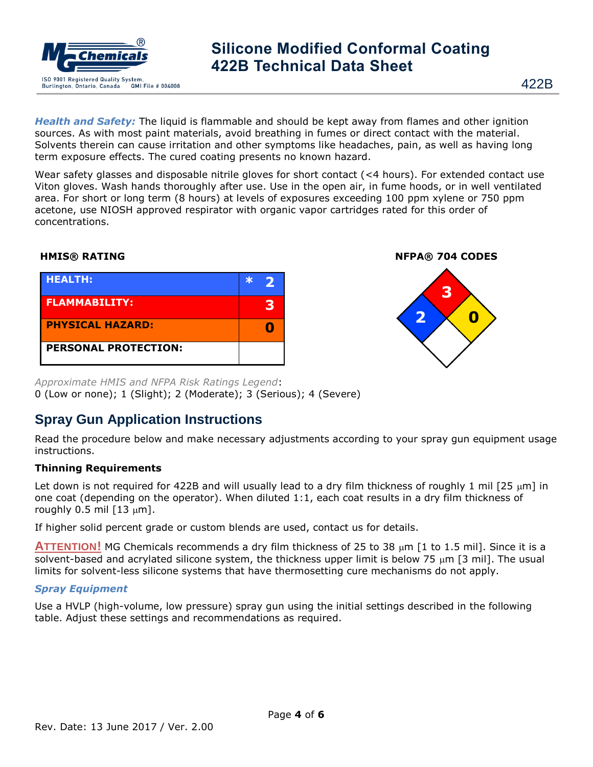**Health and Safety:** The liquid is flammable and should be kept away from flames and other ignition sources. As with most paint materials, avoid breathing in fumes or direct contact with the material. Solvents therein can cause irritation and other symptoms like headaches, pain, as well as having long term exposure effects. The cured coating presents no known hazard.

Wear safety glasses and disposable nitrile gloves for short contact (<4 hours). For extended contact use Viton gloves. Wash hands thoroughly after use. Use in the open air, in fume hoods, or in well ventilated area. For short or long term (8 hours) at levels of exposures exceeding 100 ppm xylene or 750 ppm acetone, use NIOSH approved respirator with organic vapor cartridges rated for this order of concentrations.

**HMIS® RATING**

| | |
|---|---|
| **HEALTH:** | * 2 |
| **FLAMMABILITY:** | 3 |
| **PHYSICAL HAZARD:** | 0 |
| **PERSONAL PROTECTION:** | |

**NFPA® 704 CODES**

| Flammability (red) | Health (blue) | Instability (yellow) | Special (white) |
|---|---|---|---|
| 3 | 2 | 0 | |

*Approximate HMIS and NFPA Risk Ratings Legend*:
0 (Low or none); 1 (Slight); 2 (Moderate); 3 (Serious); 4 (Severe)

## Spray Gun Application Instructions

Read the procedure below and make necessary adjustments according to your spray gun equipment usage instructions.

### Thinning Requirements

Let down is not required for 422B and will usually lead to a dry film thickness of roughly 1 mil [25 μm] in one coat (depending on the operator). When diluted 1:1, each coat results in a dry film thickness of roughly 0.5 mil [13 μm].

If higher solid percent grade or custom blends are used, contact us for details.

**ATTENTION!** MG Chemicals recommends a dry film thickness of 25 to 38 μm [1 to 1.5 mil]. Since it is a solvent-based and acrylated silicone system, the thickness upper limit is below 75 μm [3 mil]. The usual limits for solvent-less silicone systems that have thermosetting cure mechanisms do not apply.

### *Spray Equipment*

Use a HVLP (high-volume, low pressure) spray gun using the initial settings described in the following table. Adjust these settings and recommendations as required.

Rev. Date: 13 June 2017 / Ver. 2.00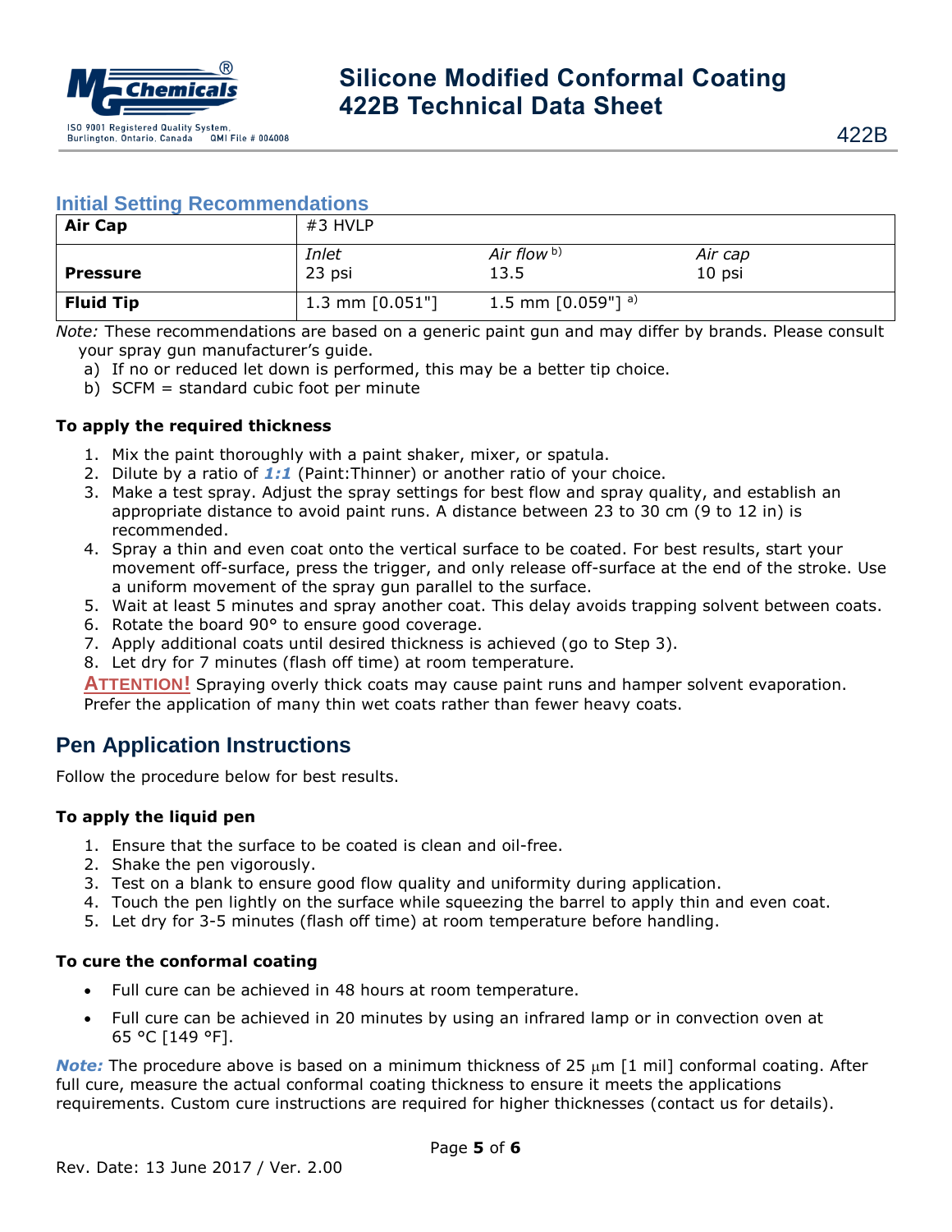## Initial Setting Recommendations

| Air Cap | #3 HVLP | | |
|---|---|---|---|
| **Pressure** | *Inlet* 23 psi | *Air flow* [b)] 13.5 | *Air cap* 10 psi |
| **Fluid Tip** | 1.3 mm [0.051"] | 1.5 mm [0.059"] [a)] | |

*Note:* These recommendations are based on a generic paint gun and may differ by brands. Please consult your spray gun manufacturer's guide.

a) If no or reduced let down is performed, this may be a better tip choice.
b) SCFM = standard cubic foot per minute

**To apply the required thickness**

1. Mix the paint thoroughly with a paint shaker, mixer, or spatula.
2. Dilute by a ratio of ***1:1*** (Paint:Thinner) or another ratio of your choice.
3. Make a test spray. Adjust the spray settings for best flow and spray quality, and establish an appropriate distance to avoid paint runs. A distance between 23 to 30 cm (9 to 12 in) is recommended.
4. Spray a thin and even coat onto the vertical surface to be coated. For best results, start your movement off-surface, press the trigger, and only release off-surface at the end of the stroke. Use a uniform movement of the spray gun parallel to the surface.
5. Wait at least 5 minutes and spray another coat. This delay avoids trapping solvent between coats.
6. Rotate the board 90° to ensure good coverage.
7. Apply additional coats until desired thickness is achieved (go to Step 3).
8. Let dry for 7 minutes (flash off time) at room temperature.

**ATTENTION!** Spraying overly thick coats may cause paint runs and hamper solvent evaporation. Prefer the application of many thin wet coats rather than fewer heavy coats.

## Pen Application Instructions

Follow the procedure below for best results.

**To apply the liquid pen**

1. Ensure that the surface to be coated is clean and oil-free.
2. Shake the pen vigorously.
3. Test on a blank to ensure good flow quality and uniformity during application.
4. Touch the pen lightly on the surface while squeezing the barrel to apply thin and even coat.
5. Let dry for 3-5 minutes (flash off time) at room temperature before handling.

**To cure the conformal coating**

- Full cure can be achieved in 48 hours at room temperature.
- Full cure can be achieved in 20 minutes by using an infrared lamp or in convection oven at 65 °C [149 °F].

***Note:*** The procedure above is based on a minimum thickness of 25 μm [1 mil] conformal coating. After full cure, measure the actual conformal coating thickness to ensure it meets the applications requirements. Custom cure instructions are required for higher thicknesses (contact us for details).

Rev. Date: 13 June 2017 / Ver. 2.00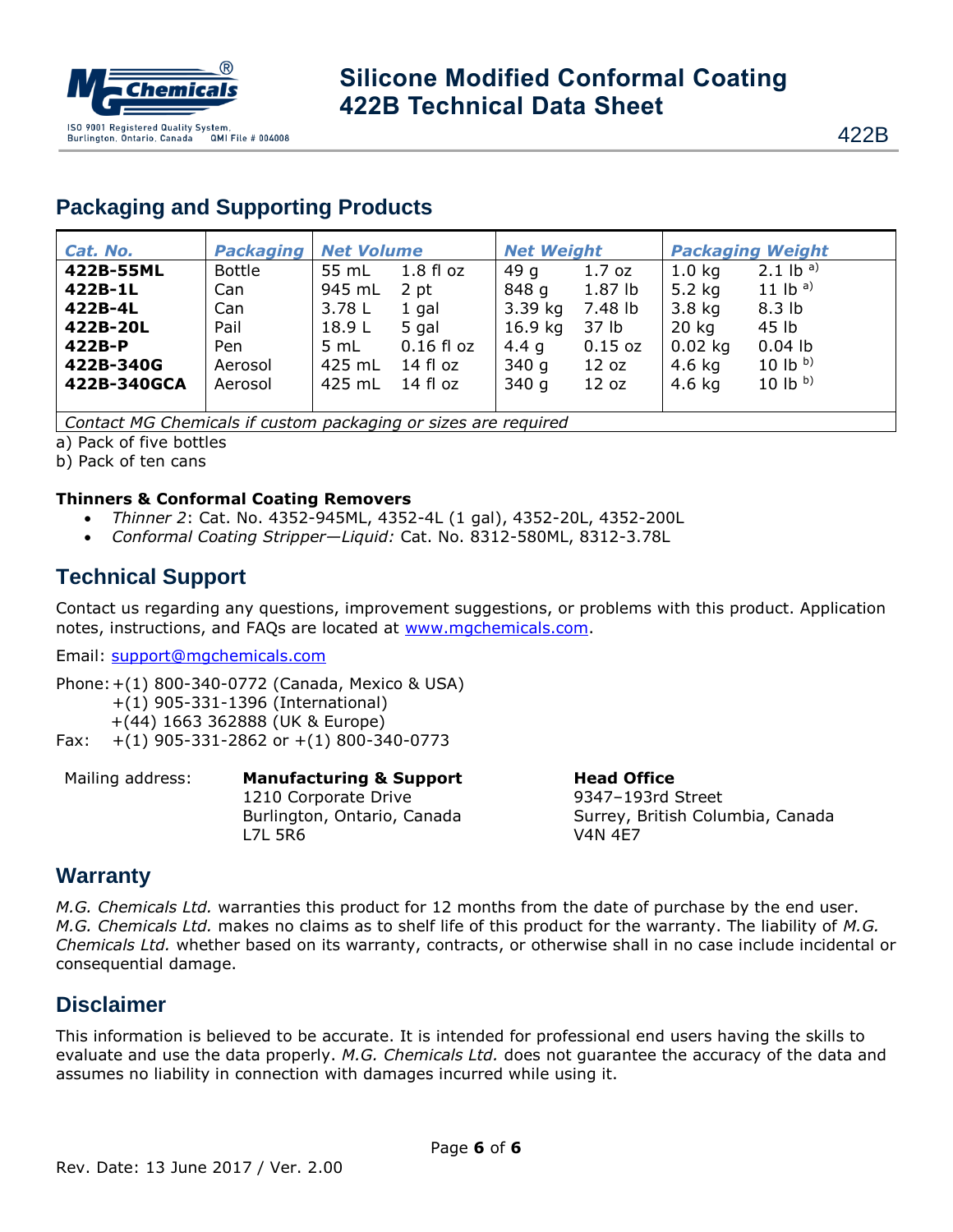## Packaging and Supporting Products

| *Cat. No.* | *Packaging* | *Net Volume* | | *Net Weight* | | *Packaging Weight* | |
|---|---|---|---|---|---|---|---|
| **422B-55ML** | Bottle | 55 mL | 1.8 fl oz | 49 g | 1.7 oz | 1.0 kg | 2.1 lb [a)] |
| **422B-1L** | Can | 945 mL | 2 pt | 848 g | 1.87 lb | 5.2 kg | 11 lb [a)] |
| **422B-4L** | Can | 3.78 L | 1 gal | 3.39 kg | 7.48 lb | 3.8 kg | 8.3 lb |
| **422B-20L** | Pail | 18.9 L | 5 gal | 16.9 kg | 37 lb | 20 kg | 45 lb |
| **422B-P** | Pen | 5 mL | 0.16 fl oz | 4.4 g | 0.15 oz | 0.02 kg | 0.04 lb |
| **422B-340G** | Aerosol | 425 mL | 14 fl oz | 340 g | 12 oz | 4.6 kg | 10 lb [b)] |
| **422B-340GCA** | Aerosol | 425 mL | 14 fl oz | 340 g | 12 oz | 4.6 kg | 10 lb [b)] |
| *Contact MG Chemicals if custom packaging or sizes are required* | | | | | | | |

a) Pack of five bottles

b) Pack of ten cans

**Thinners & Conformal Coating Removers**

- *Thinner 2*: Cat. No. 4352-945ML, 4352-4L (1 gal), 4352-20L, 4352-200L
- *Conformal Coating Stripper—Liquid:* Cat. No. 8312-580ML, 8312-3.78L

## Technical Support

Contact us regarding any questions, improvement suggestions, or problems with this product. Application notes, instructions, and FAQs are located at www.mgchemicals.com.

Email: support@mgchemicals.com

Phone: +(1) 800-340-0772 (Canada, Mexico & USA)
+(1) 905-331-1396 (International)
+(44) 1663 362888 (UK & Europe)

Fax: +(1) 905-331-2862 or +(1) 800-340-0773

Mailing address:

**Manufacturing & Support**
1210 Corporate Drive
Burlington, Ontario, Canada
L7L 5R6

**Head Office**
9347–193rd Street
Surrey, British Columbia, Canada
V4N 4E7

## Warranty

*M.G. Chemicals Ltd.* warranties this product for 12 months from the date of purchase by the end user. *M.G. Chemicals Ltd.* makes no claims as to shelf life of this product for the warranty. The liability of *M.G. Chemicals Ltd.* whether based on its warranty, contracts, or otherwise shall in no case include incidental or consequential damage.

## Disclaimer

This information is believed to be accurate. It is intended for professional end users having the skills to evaluate and use the data properly. *M.G. Chemicals Ltd.* does not guarantee the accuracy of the data and assumes no liability in connection with damages incurred while using it.

Rev. Date: 13 June 2017 / Ver. 2.00